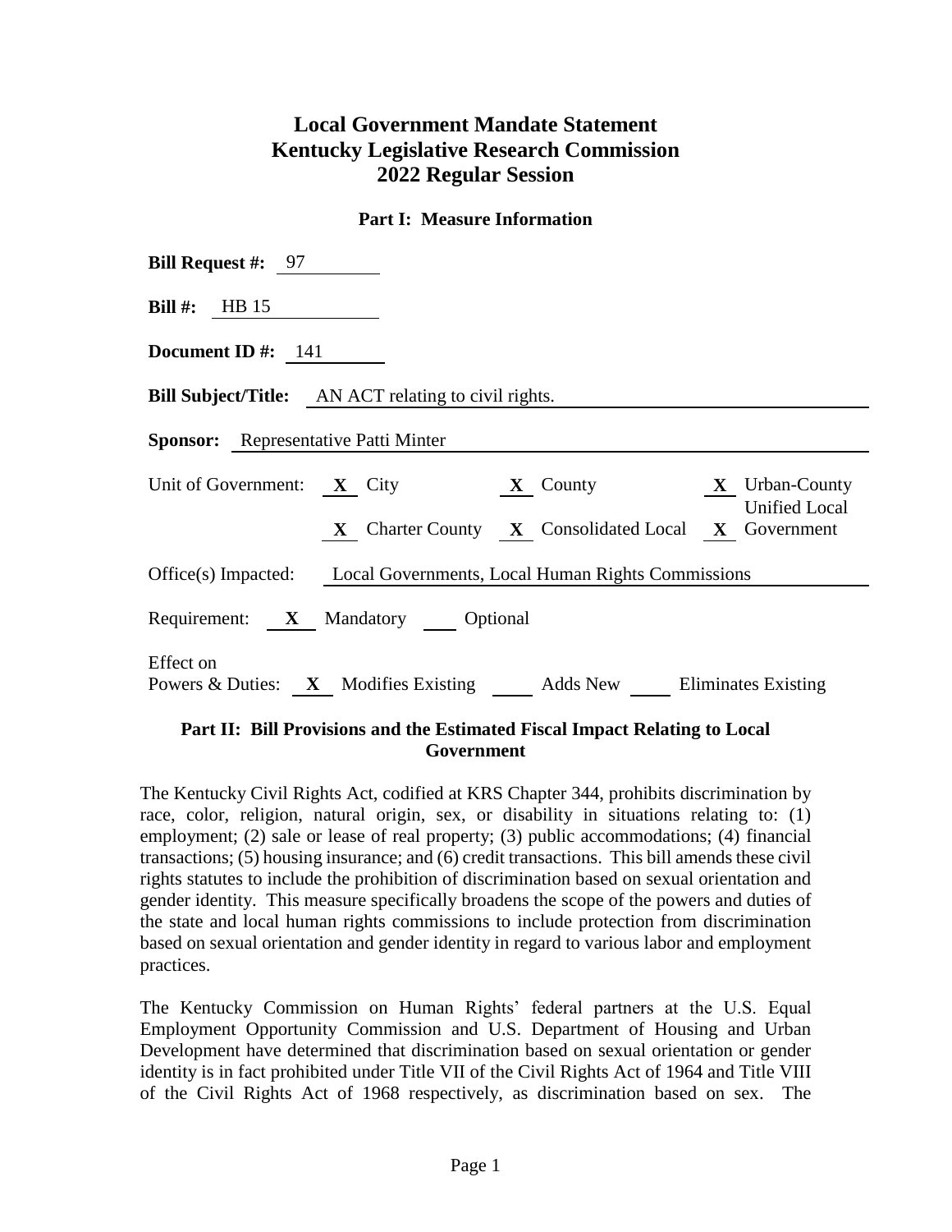# Local Government Mandate Statement
# Kentucky Legislative Research Commission
# 2022 Regular Session

### Part I: Measure Information

**Bill Request #:** 97

**Bill #:** HB 15

**Document ID #:** 141

**Bill Subject/Title:** AN ACT relating to civil rights.

**Sponsor:** Representative Patti Minter

Unit of Government: **X** City **X** County **X** Urban-County Unified Local Government **X** Charter County **X** Consolidated Local

Office(s) Impacted: Local Governments, Local Human Rights Commissions

Requirement: **X** Mandatory ___ Optional

Effect on Powers & Duties: **X** Modifies Existing ___ Adds New ___ Eliminates Existing

### Part II: Bill Provisions and the Estimated Fiscal Impact Relating to Local Government

The Kentucky Civil Rights Act, codified at KRS Chapter 344, prohibits discrimination by race, color, religion, natural origin, sex, or disability in situations relating to: (1) employment; (2) sale or lease of real property; (3) public accommodations; (4) financial transactions; (5) housing insurance; and (6) credit transactions. This bill amends these civil rights statutes to include the prohibition of discrimination based on sexual orientation and gender identity. This measure specifically broadens the scope of the powers and duties of the state and local human rights commissions to include protection from discrimination based on sexual orientation and gender identity in regard to various labor and employment practices.

The Kentucky Commission on Human Rights' federal partners at the U.S. Equal Employment Opportunity Commission and U.S. Department of Housing and Urban Development have determined that discrimination based on sexual orientation or gender identity is in fact prohibited under Title VII of the Civil Rights Act of 1964 and Title VIII of the Civil Rights Act of 1968 respectively, as discrimination based on sex. The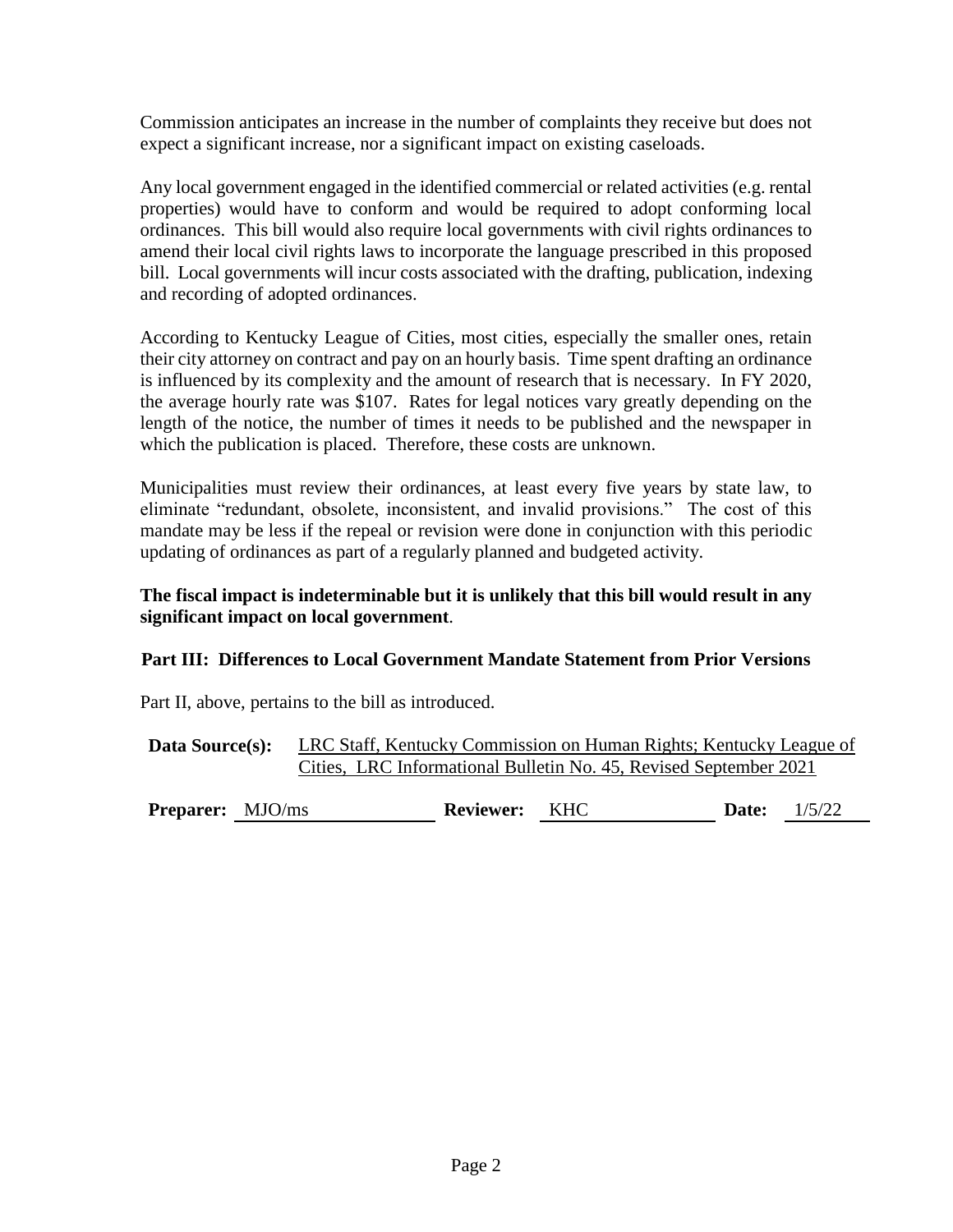Commission anticipates an increase in the number of complaints they receive but does not expect a significant increase, nor a significant impact on existing caseloads.

Any local government engaged in the identified commercial or related activities (e.g. rental properties) would have to conform and would be required to adopt conforming local ordinances. This bill would also require local governments with civil rights ordinances to amend their local civil rights laws to incorporate the language prescribed in this proposed bill. Local governments will incur costs associated with the drafting, publication, indexing and recording of adopted ordinances.

According to Kentucky League of Cities, most cities, especially the smaller ones, retain their city attorney on contract and pay on an hourly basis. Time spent drafting an ordinance is influenced by its complexity and the amount of research that is necessary. In FY 2020, the average hourly rate was $107. Rates for legal notices vary greatly depending on the length of the notice, the number of times it needs to be published and the newspaper in which the publication is placed. Therefore, these costs are unknown.

Municipalities must review their ordinances, at least every five years by state law, to eliminate "redundant, obsolete, inconsistent, and invalid provisions." The cost of this mandate may be less if the repeal or revision were done in conjunction with this periodic updating of ordinances as part of a regularly planned and budgeted activity.

**The fiscal impact is indeterminable but it is unlikely that this bill would result in any significant impact on local government**.

**Part III: Differences to Local Government Mandate Statement from Prior Versions**

Part II, above, pertains to the bill as introduced.

**Data Source(s):** LRC Staff, Kentucky Commission on Human Rights; Kentucky League of Cities, LRC Informational Bulletin No. 45, Revised September 2021

**Preparer:** MJO/ms **Reviewer:** KHC **Date:** 1/5/22